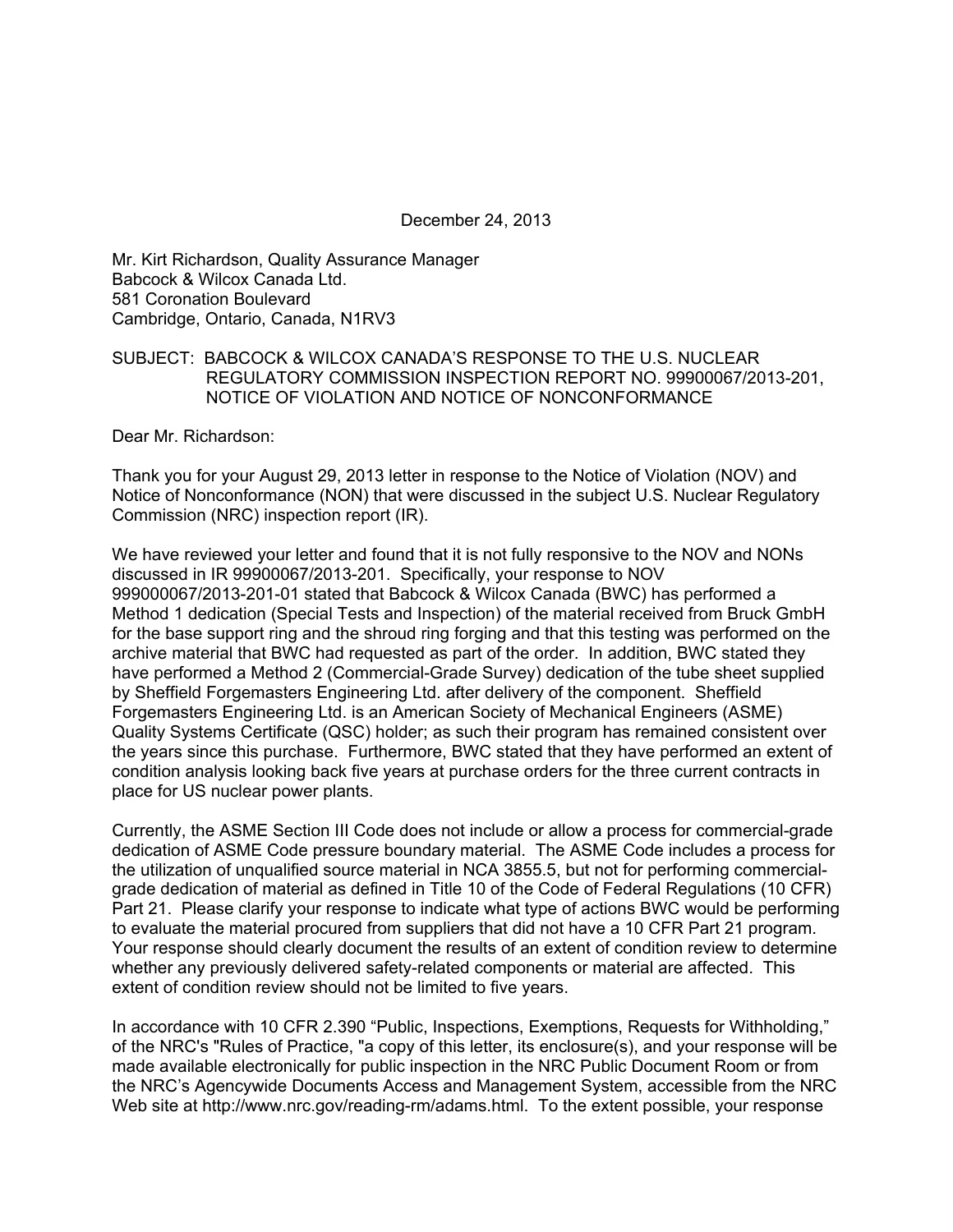December 24, 2013

Mr. Kirt Richardson, Quality Assurance Manager
Babcock & Wilcox Canada Ltd.
581 Coronation Boulevard
Cambridge, Ontario, Canada, N1RV3

SUBJECT: BABCOCK & WILCOX CANADA'S RESPONSE TO THE U.S. NUCLEAR REGULATORY COMMISSION INSPECTION REPORT NO. 99900067/2013-201, NOTICE OF VIOLATION AND NOTICE OF NONCONFORMANCE

Dear Mr. Richardson:

Thank you for your August 29, 2013 letter in response to the Notice of Violation (NOV) and Notice of Nonconformance (NON) that were discussed in the subject U.S. Nuclear Regulatory Commission (NRC) inspection report (IR).

We have reviewed your letter and found that it is not fully responsive to the NOV and NONs discussed in IR 99900067/2013-201. Specifically, your response to NOV 999000067/2013-201-01 stated that Babcock & Wilcox Canada (BWC) has performed a Method 1 dedication (Special Tests and Inspection) of the material received from Bruck GmbH for the base support ring and the shroud ring forging and that this testing was performed on the archive material that BWC had requested as part of the order. In addition, BWC stated they have performed a Method 2 (Commercial-Grade Survey) dedication of the tube sheet supplied by Sheffield Forgemasters Engineering Ltd. after delivery of the component. Sheffield Forgemasters Engineering Ltd. is an American Society of Mechanical Engineers (ASME) Quality Systems Certificate (QSC) holder; as such their program has remained consistent over the years since this purchase. Furthermore, BWC stated that they have performed an extent of condition analysis looking back five years at purchase orders for the three current contracts in place for US nuclear power plants.

Currently, the ASME Section III Code does not include or allow a process for commercial-grade dedication of ASME Code pressure boundary material. The ASME Code includes a process for the utilization of unqualified source material in NCA 3855.5, but not for performing commercial-grade dedication of material as defined in Title 10 of the Code of Federal Regulations (10 CFR) Part 21. Please clarify your response to indicate what type of actions BWC would be performing to evaluate the material procured from suppliers that did not have a 10 CFR Part 21 program. Your response should clearly document the results of an extent of condition review to determine whether any previously delivered safety-related components or material are affected. This extent of condition review should not be limited to five years.

In accordance with 10 CFR 2.390 "Public, Inspections, Exemptions, Requests for Withholding," of the NRC's "Rules of Practice, "a copy of this letter, its enclosure(s), and your response will be made available electronically for public inspection in the NRC Public Document Room or from the NRC's Agencywide Documents Access and Management System, accessible from the NRC Web site at http://www.nrc.gov/reading-rm/adams.html. To the extent possible, your response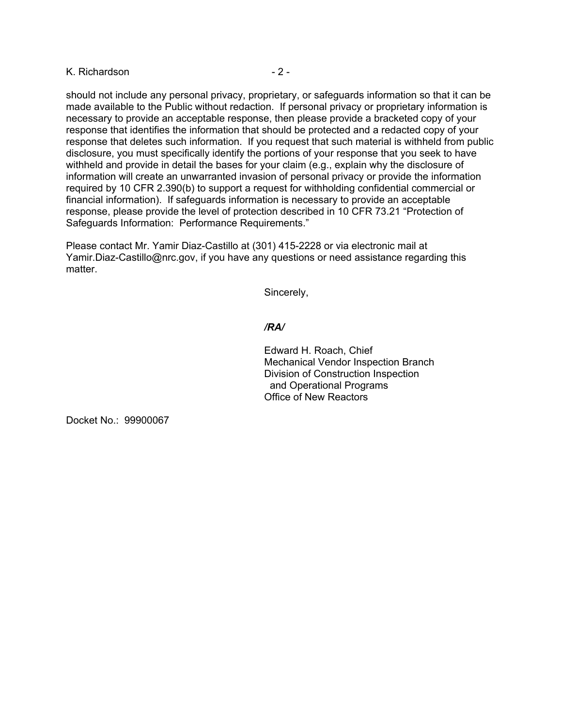should not include any personal privacy, proprietary, or safeguards information so that it can be made available to the Public without redaction. If personal privacy or proprietary information is necessary to provide an acceptable response, then please provide a bracketed copy of your response that identifies the information that should be protected and a redacted copy of your response that deletes such information. If you request that such material is withheld from public disclosure, you must specifically identify the portions of your response that you seek to have withheld and provide in detail the bases for your claim (e.g., explain why the disclosure of information will create an unwarranted invasion of personal privacy or provide the information required by 10 CFR 2.390(b) to support a request for withholding confidential commercial or financial information). If safeguards information is necessary to provide an acceptable response, please provide the level of protection described in 10 CFR 73.21 "Protection of Safeguards Information: Performance Requirements."

Please contact Mr. Yamir Diaz-Castillo at (301) 415-2228 or via electronic mail at Yamir.Diaz-Castillo@nrc.gov, if you have any questions or need assistance regarding this matter.

Sincerely,

***/RA/***

Edward H. Roach, Chief
Mechanical Vendor Inspection Branch
Division of Construction Inspection
and Operational Programs
Office of New Reactors

Docket No.: 99900067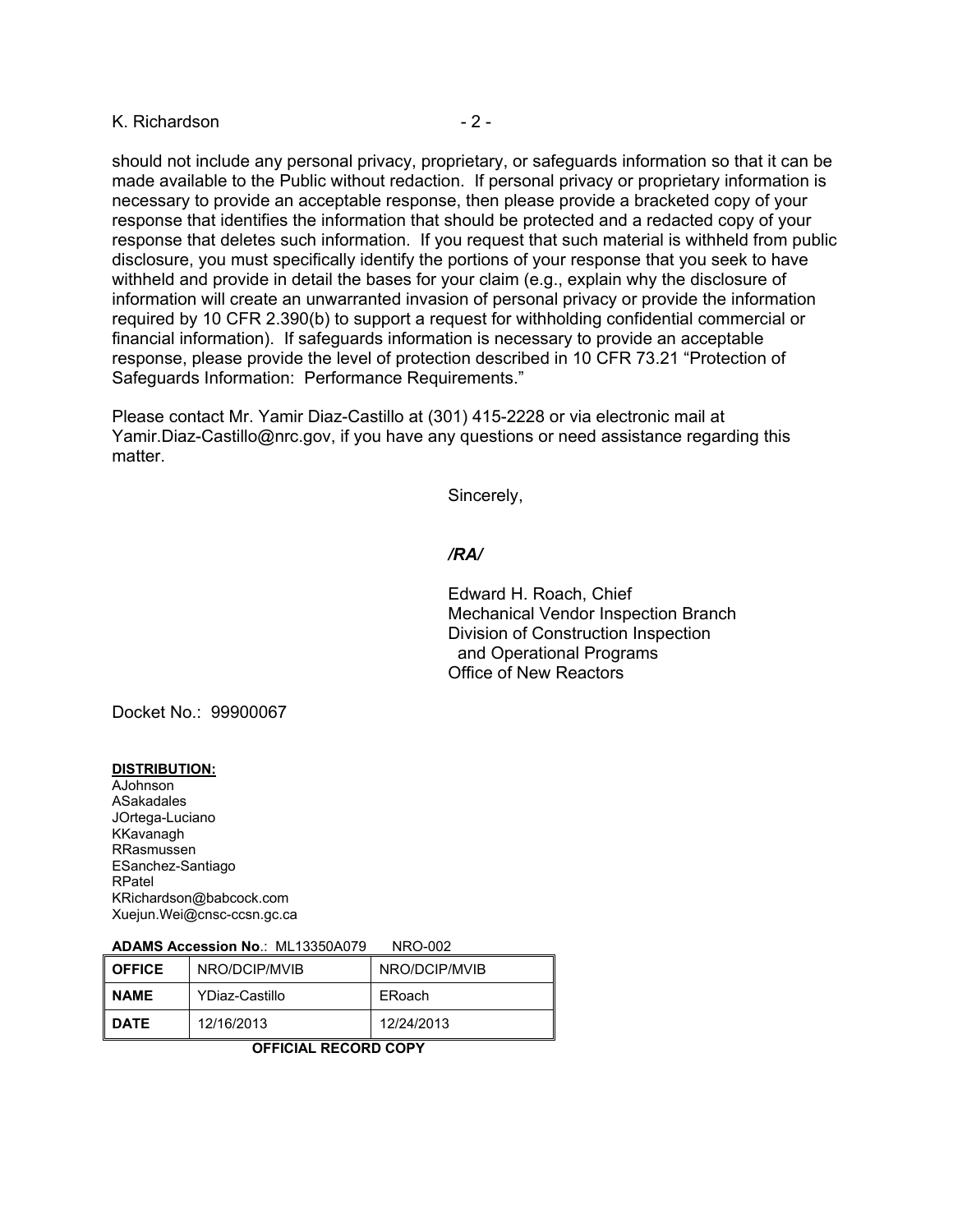should not include any personal privacy, proprietary, or safeguards information so that it can be made available to the Public without redaction. If personal privacy or proprietary information is necessary to provide an acceptable response, then please provide a bracketed copy of your response that identifies the information that should be protected and a redacted copy of your response that deletes such information. If you request that such material is withheld from public disclosure, you must specifically identify the portions of your response that you seek to have withheld and provide in detail the bases for your claim (e.g., explain why the disclosure of information will create an unwarranted invasion of personal privacy or provide the information required by 10 CFR 2.390(b) to support a request for withholding confidential commercial or financial information). If safeguards information is necessary to provide an acceptable response, please provide the level of protection described in 10 CFR 73.21 "Protection of Safeguards Information: Performance Requirements."

Please contact Mr. Yamir Diaz-Castillo at (301) 415-2228 or via electronic mail at Yamir.Diaz-Castillo@nrc.gov, if you have any questions or need assistance regarding this matter.

Sincerely,

*/RA/*

Edward H. Roach, Chief
Mechanical Vendor Inspection Branch
Division of Construction Inspection
and Operational Programs
Office of New Reactors

Docket No.: 99900067

**DISTRIBUTION:**
AJohnson
ASakadales
JOrtega-Luciano
KKavanagh
RRasmussen
ESanchez-Santiago
RPatel
KRichardson@babcock.com
Xuejun.Wei@cnsc-ccsn.gc.ca

**ADAMS Accession No**.: ML13350A079 NRO-002

| **OFFICE** | NRO/DCIP/MVIB | NRO/DCIP/MVIB |
|---|---|---|
| **NAME** | YDiaz-Castillo | ERoach |
| **DATE** | 12/16/2013 | 12/24/2013 |

**OFFICIAL RECORD COPY**